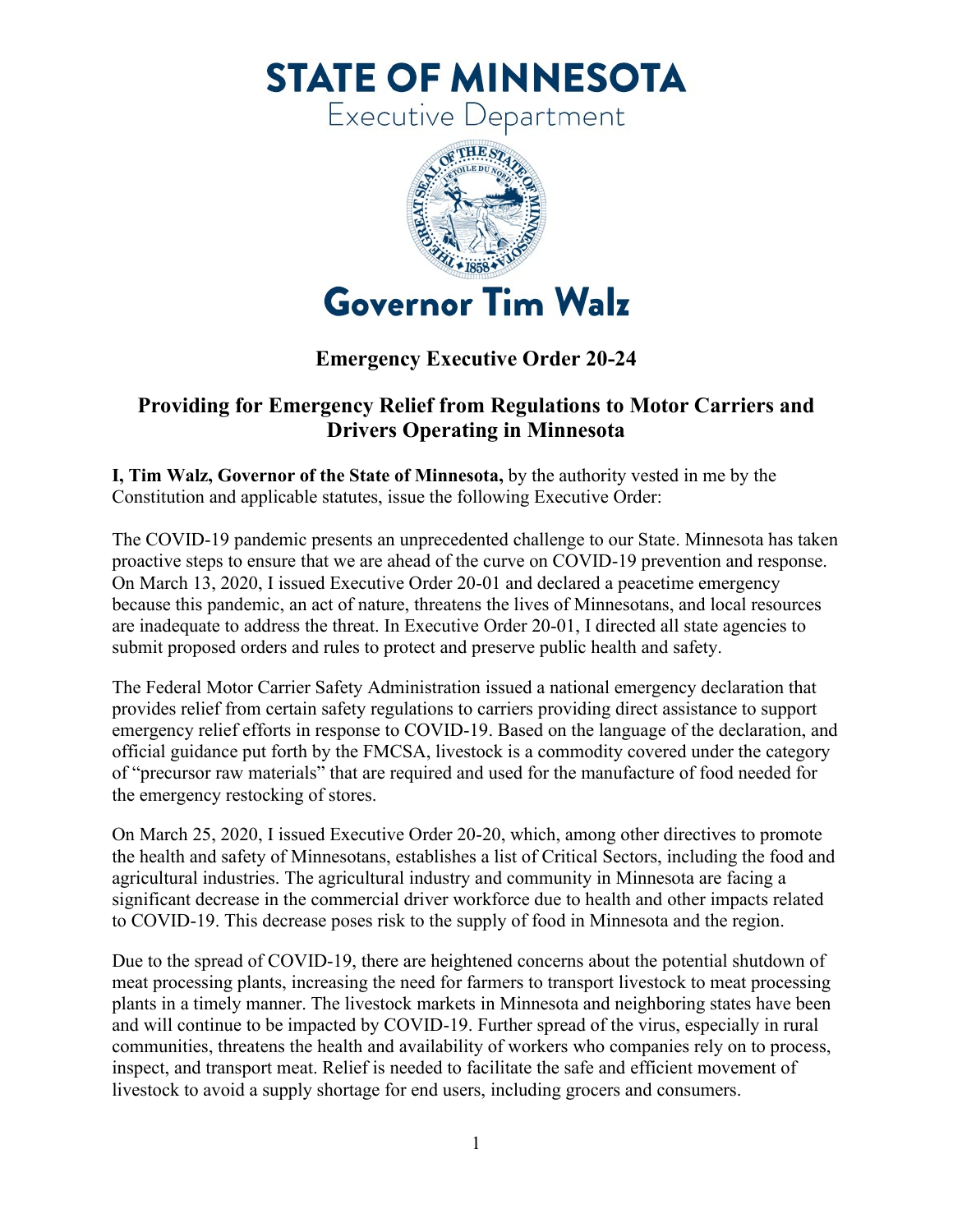# STATE OF MINNESOTA

Executive Department

Governor Tim Walz

## Emergency Executive Order 20-24

## Providing for Emergency Relief from Regulations to Motor Carriers and Drivers Operating in Minnesota

**I, Tim Walz, Governor of the State of Minnesota,** by the authority vested in me by the Constitution and applicable statutes, issue the following Executive Order:

The COVID-19 pandemic presents an unprecedented challenge to our State. Minnesota has taken proactive steps to ensure that we are ahead of the curve on COVID-19 prevention and response. On March 13, 2020, I issued Executive Order 20-01 and declared a peacetime emergency because this pandemic, an act of nature, threatens the lives of Minnesotans, and local resources are inadequate to address the threat. In Executive Order 20-01, I directed all state agencies to submit proposed orders and rules to protect and preserve public health and safety.

The Federal Motor Carrier Safety Administration issued a national emergency declaration that provides relief from certain safety regulations to carriers providing direct assistance to support emergency relief efforts in response to COVID-19. Based on the language of the declaration, and official guidance put forth by the FMCSA, livestock is a commodity covered under the category of "precursor raw materials" that are required and used for the manufacture of food needed for the emergency restocking of stores.

On March 25, 2020, I issued Executive Order 20-20, which, among other directives to promote the health and safety of Minnesotans, establishes a list of Critical Sectors, including the food and agricultural industries. The agricultural industry and community in Minnesota are facing a significant decrease in the commercial driver workforce due to health and other impacts related to COVID-19. This decrease poses risk to the supply of food in Minnesota and the region.

Due to the spread of COVID-19, there are heightened concerns about the potential shutdown of meat processing plants, increasing the need for farmers to transport livestock to meat processing plants in a timely manner. The livestock markets in Minnesota and neighboring states have been and will continue to be impacted by COVID-19. Further spread of the virus, especially in rural communities, threatens the health and availability of workers who companies rely on to process, inspect, and transport meat. Relief is needed to facilitate the safe and efficient movement of livestock to avoid a supply shortage for end users, including grocers and consumers.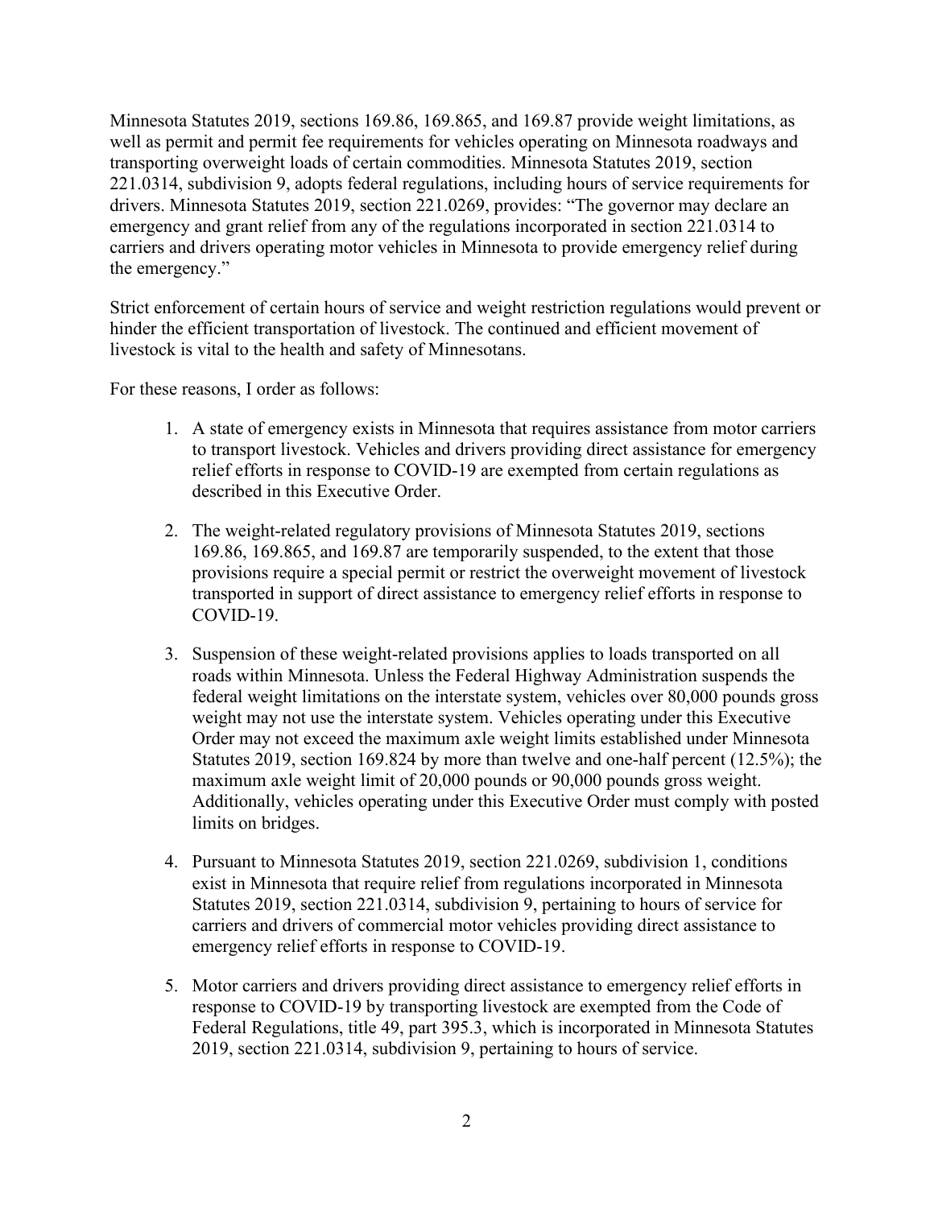Minnesota Statutes 2019, sections 169.86, 169.865, and 169.87 provide weight limitations, as well as permit and permit fee requirements for vehicles operating on Minnesota roadways and transporting overweight loads of certain commodities. Minnesota Statutes 2019, section 221.0314, subdivision 9, adopts federal regulations, including hours of service requirements for drivers. Minnesota Statutes 2019, section 221.0269, provides: "The governor may declare an emergency and grant relief from any of the regulations incorporated in section 221.0314 to carriers and drivers operating motor vehicles in Minnesota to provide emergency relief during the emergency."

Strict enforcement of certain hours of service and weight restriction regulations would prevent or hinder the efficient transportation of livestock. The continued and efficient movement of livestock is vital to the health and safety of Minnesotans.

For these reasons, I order as follows:

1. A state of emergency exists in Minnesota that requires assistance from motor carriers to transport livestock. Vehicles and drivers providing direct assistance for emergency relief efforts in response to COVID-19 are exempted from certain regulations as described in this Executive Order.

2. The weight-related regulatory provisions of Minnesota Statutes 2019, sections 169.86, 169.865, and 169.87 are temporarily suspended, to the extent that those provisions require a special permit or restrict the overweight movement of livestock transported in support of direct assistance to emergency relief efforts in response to COVID-19.

3. Suspension of these weight-related provisions applies to loads transported on all roads within Minnesota. Unless the Federal Highway Administration suspends the federal weight limitations on the interstate system, vehicles over 80,000 pounds gross weight may not use the interstate system. Vehicles operating under this Executive Order may not exceed the maximum axle weight limits established under Minnesota Statutes 2019, section 169.824 by more than twelve and one-half percent (12.5%); the maximum axle weight limit of 20,000 pounds or 90,000 pounds gross weight. Additionally, vehicles operating under this Executive Order must comply with posted limits on bridges.

4. Pursuant to Minnesota Statutes 2019, section 221.0269, subdivision 1, conditions exist in Minnesota that require relief from regulations incorporated in Minnesota Statutes 2019, section 221.0314, subdivision 9, pertaining to hours of service for carriers and drivers of commercial motor vehicles providing direct assistance to emergency relief efforts in response to COVID-19.

5. Motor carriers and drivers providing direct assistance to emergency relief efforts in response to COVID-19 by transporting livestock are exempted from the Code of Federal Regulations, title 49, part 395.3, which is incorporated in Minnesota Statutes 2019, section 221.0314, subdivision 9, pertaining to hours of service.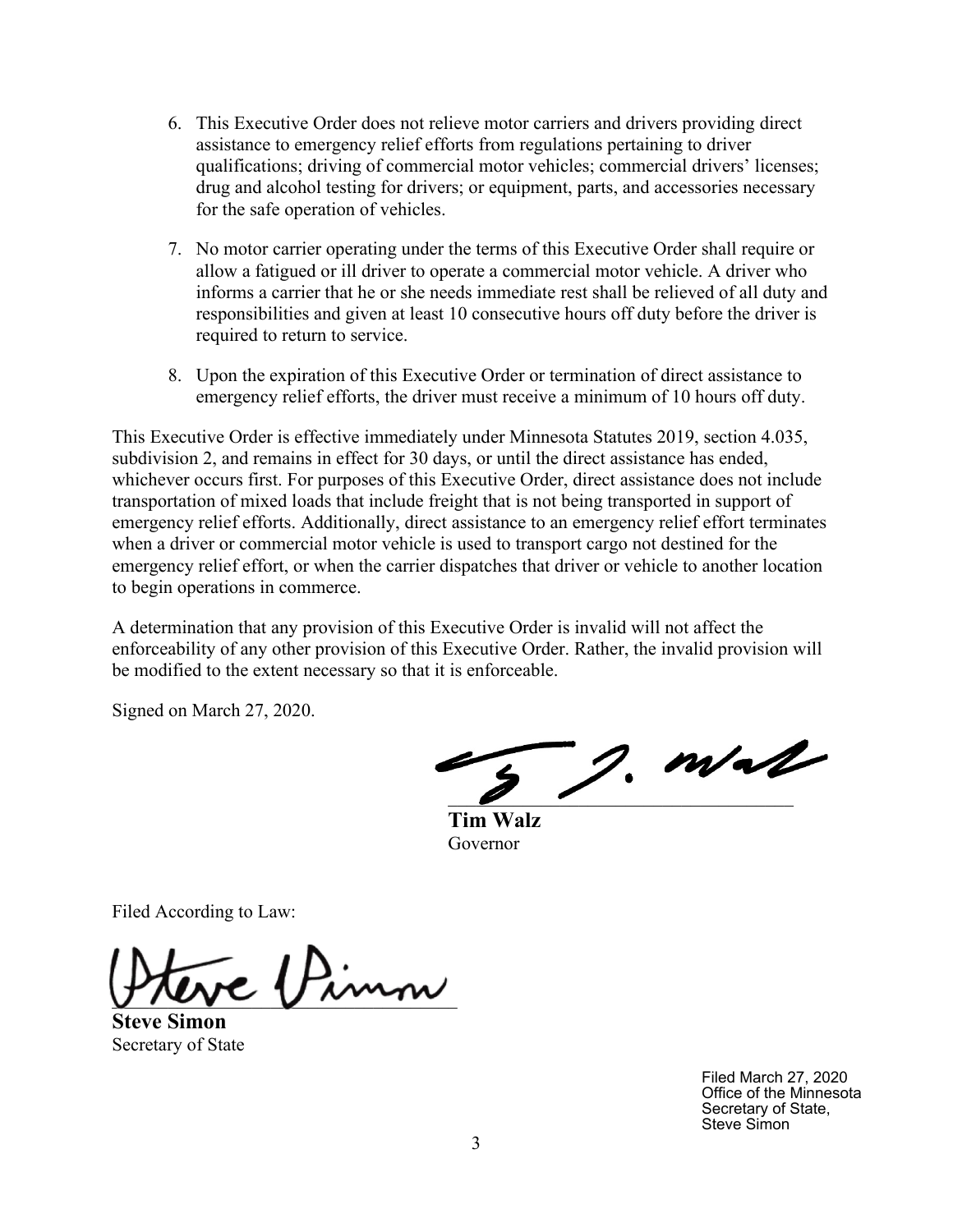6. This Executive Order does not relieve motor carriers and drivers providing direct assistance to emergency relief efforts from regulations pertaining to driver qualifications; driving of commercial motor vehicles; commercial drivers' licenses; drug and alcohol testing for drivers; or equipment, parts, and accessories necessary for the safe operation of vehicles.

7. No motor carrier operating under the terms of this Executive Order shall require or allow a fatigued or ill driver to operate a commercial motor vehicle. A driver who informs a carrier that he or she needs immediate rest shall be relieved of all duty and responsibilities and given at least 10 consecutive hours off duty before the driver is required to return to service.

8. Upon the expiration of this Executive Order or termination of direct assistance to emergency relief efforts, the driver must receive a minimum of 10 hours off duty.

This Executive Order is effective immediately under Minnesota Statutes 2019, section 4.035, subdivision 2, and remains in effect for 30 days, or until the direct assistance has ended, whichever occurs first. For purposes of this Executive Order, direct assistance does not include transportation of mixed loads that include freight that is not being transported in support of emergency relief efforts. Additionally, direct assistance to an emergency relief effort terminates when a driver or commercial motor vehicle is used to transport cargo not destined for the emergency relief effort, or when the carrier dispatches that driver or vehicle to another location to begin operations in commerce.

A determination that any provision of this Executive Order is invalid will not affect the enforceability of any other provision of this Executive Order. Rather, the invalid provision will be modified to the extent necessary so that it is enforceable.

Signed on March 27, 2020.

**Tim Walz**
Governor

Filed According to Law:

**Steve Simon**
Secretary of State

Filed March 27, 2020
Office of the Minnesota
Secretary of State,
Steve Simon